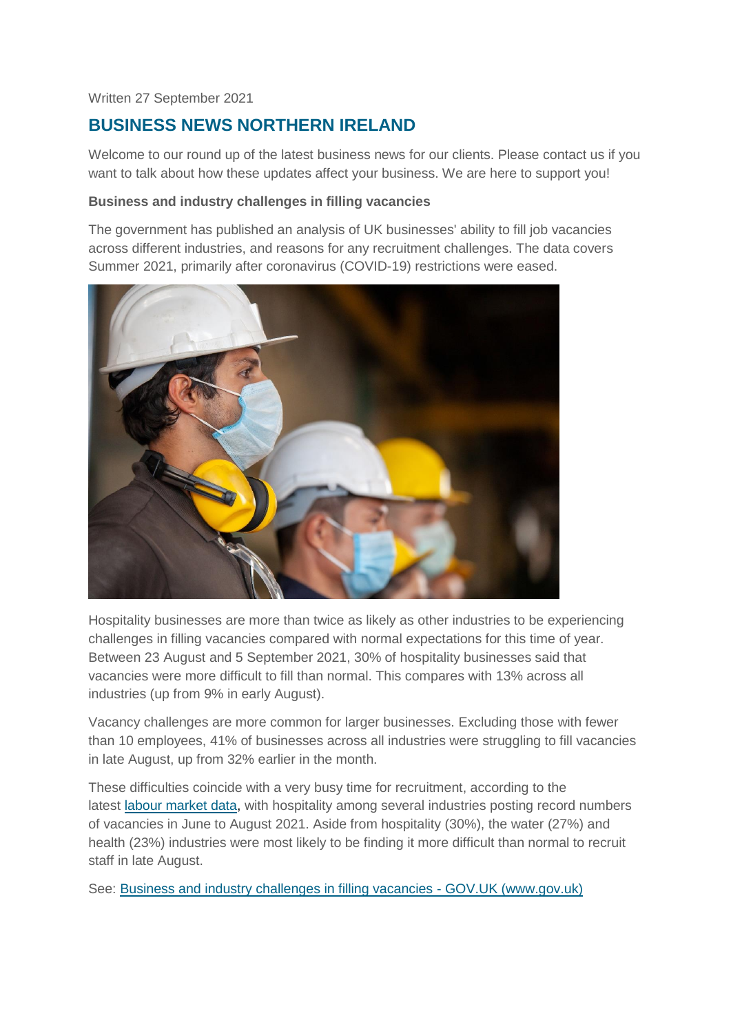Written 27 September 2021

# BUSINESS NEWS NORTHERN IRELAND

Welcome to our round up of the latest business news for our clients. Please contact us if you want to talk about how these updates affect your business. We are here to support you!

**Business and industry challenges in filling vacancies**

The government has published an analysis of UK businesses' ability to fill job vacancies across different industries, and reasons for any recruitment challenges. The data covers Summer 2021, primarily after coronavirus (COVID-19) restrictions were eased.

Hospitality businesses are more than twice as likely as other industries to be experiencing challenges in filling vacancies compared with normal expectations for this time of year. Between 23 August and 5 September 2021, 30% of hospitality businesses said that vacancies were more difficult to fill than normal. This compares with 13% across all industries (up from 9% in early August).

Vacancy challenges are more common for larger businesses. Excluding those with fewer than 10 employees, 41% of businesses across all industries were struggling to fill vacancies in late August, up from 32% earlier in the month.

These difficulties coincide with a very busy time for recruitment, according to the latest labour market data, with hospitality among several industries posting record numbers of vacancies in June to August 2021. Aside from hospitality (30%), the water (27%) and health (23%) industries were most likely to be finding it more difficult than normal to recruit staff in late August.

See: Business and industry challenges in filling vacancies - GOV.UK (www.gov.uk)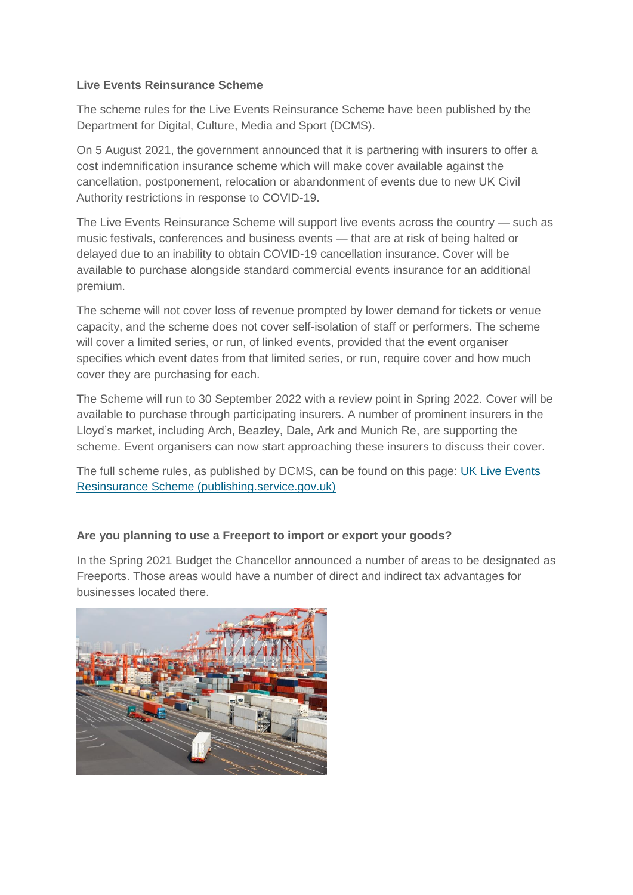**Live Events Reinsurance Scheme**

The scheme rules for the Live Events Reinsurance Scheme have been published by the Department for Digital, Culture, Media and Sport (DCMS).

On 5 August 2021, the government announced that it is partnering with insurers to offer a cost indemnification insurance scheme which will make cover available against the cancellation, postponement, relocation or abandonment of events due to new UK Civil Authority restrictions in response to COVID-19.

The Live Events Reinsurance Scheme will support live events across the country — such as music festivals, conferences and business events — that are at risk of being halted or delayed due to an inability to obtain COVID-19 cancellation insurance. Cover will be available to purchase alongside standard commercial events insurance for an additional premium.

The scheme will not cover loss of revenue prompted by lower demand for tickets or venue capacity, and the scheme does not cover self-isolation of staff or performers. The scheme will cover a limited series, or run, of linked events, provided that the event organiser specifies which event dates from that limited series, or run, require cover and how much cover they are purchasing for each.

The Scheme will run to 30 September 2022 with a review point in Spring 2022. Cover will be available to purchase through participating insurers. A number of prominent insurers in the Lloyd's market, including Arch, Beazley, Dale, Ark and Munich Re, are supporting the scheme. Event organisers can now start approaching these insurers to discuss their cover.

The full scheme rules, as published by DCMS, can be found on this page: [UK Live Events Resinsurance Scheme (publishing.service.gov.uk)]

**Are you planning to use a Freeport to import or export your goods?**

In the Spring 2021 Budget the Chancellor announced a number of areas to be designated as Freeports. Those areas would have a number of direct and indirect tax advantages for businesses located there.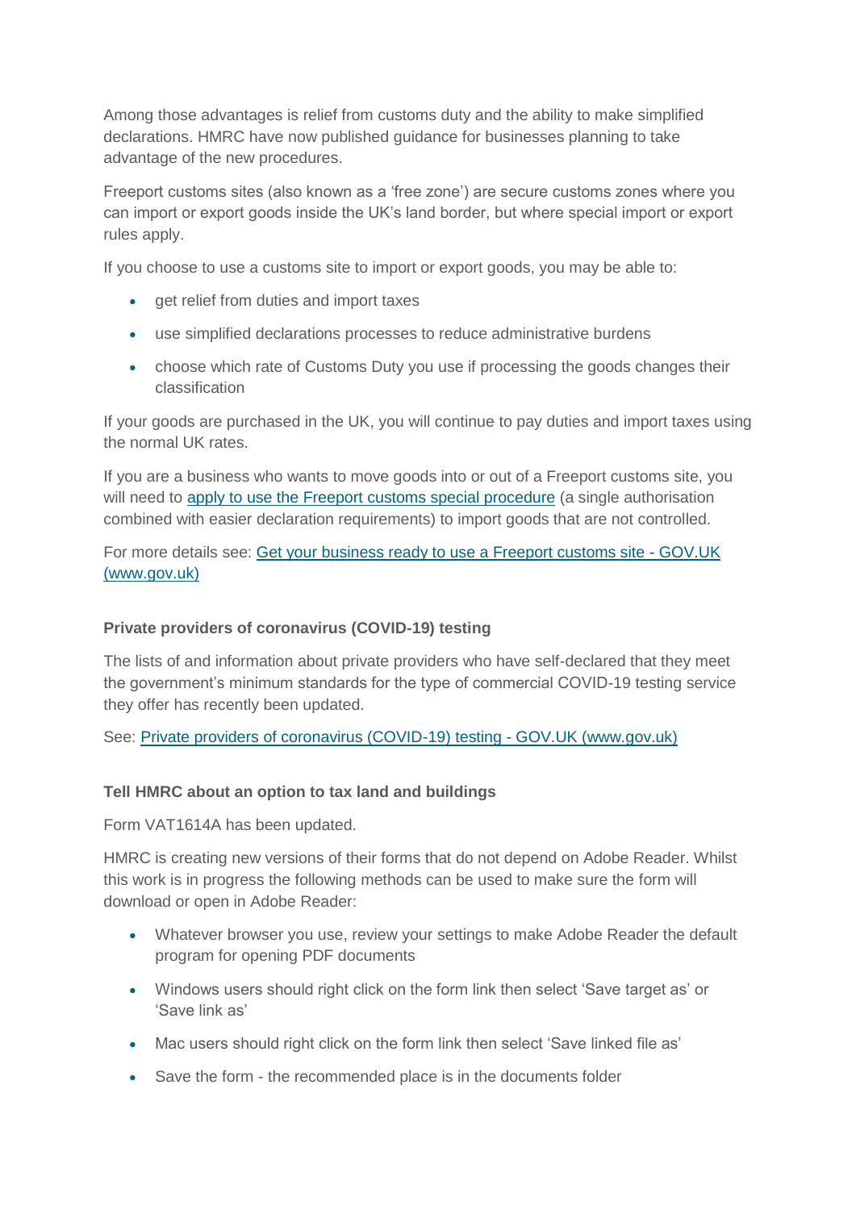Among those advantages is relief from customs duty and the ability to make simplified declarations. HMRC have now published guidance for businesses planning to take advantage of the new procedures.

Freeport customs sites (also known as a 'free zone') are secure customs zones where you can import or export goods inside the UK's land border, but where special import or export rules apply.

If you choose to use a customs site to import or export goods, you may be able to:

- get relief from duties and import taxes
- use simplified declarations processes to reduce administrative burdens
- choose which rate of Customs Duty you use if processing the goods changes their classification

If your goods are purchased in the UK, you will continue to pay duties and import taxes using the normal UK rates.

If you are a business who wants to move goods into or out of a Freeport customs site, you will need to [apply to use the Freeport customs special procedure] (a single authorisation combined with easier declaration requirements) to import goods that are not controlled.

For more details see: [Get your business ready to use a Freeport customs site - GOV.UK (www.gov.uk)]

**Private providers of coronavirus (COVID-19) testing**

The lists of and information about private providers who have self-declared that they meet the government's minimum standards for the type of commercial COVID-19 testing service they offer has recently been updated.

See: [Private providers of coronavirus (COVID-19) testing - GOV.UK (www.gov.uk)]

**Tell HMRC about an option to tax land and buildings**

Form VAT1614A has been updated.

HMRC is creating new versions of their forms that do not depend on Adobe Reader. Whilst this work is in progress the following methods can be used to make sure the form will download or open in Adobe Reader:

- Whatever browser you use, review your settings to make Adobe Reader the default program for opening PDF documents
- Windows users should right click on the form link then select 'Save target as' or 'Save link as'
- Mac users should right click on the form link then select 'Save linked file as'
- Save the form - the recommended place is in the documents folder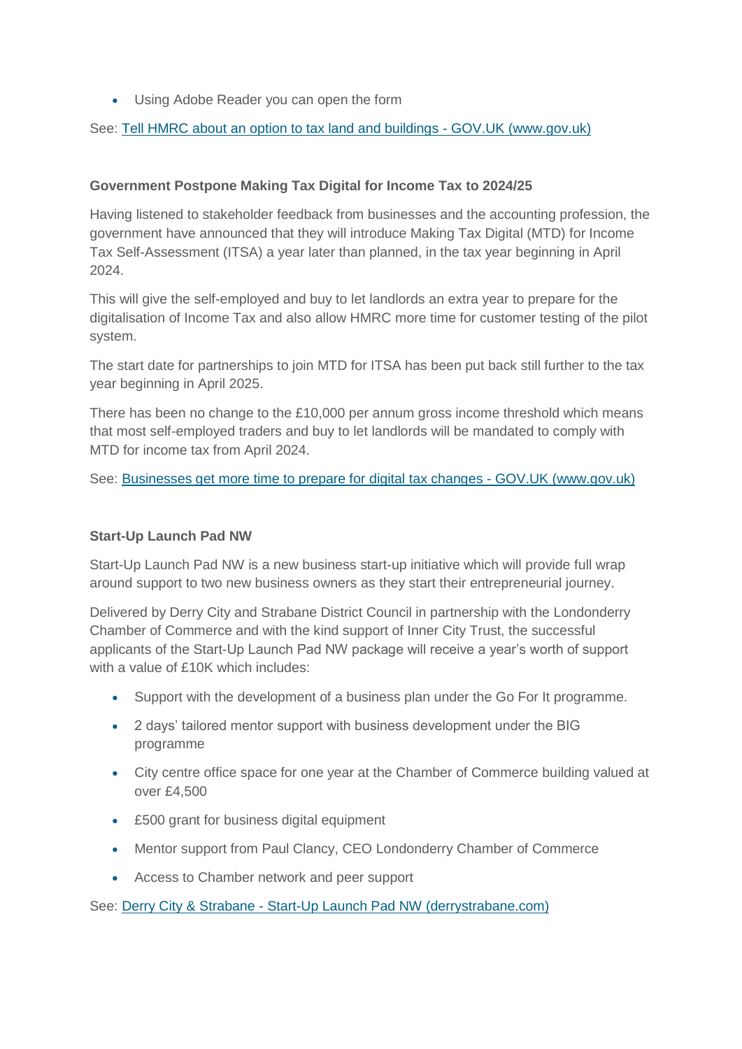- Using Adobe Reader you can open the form

See: [Tell HMRC about an option to tax land and buildings - GOV.UK (www.gov.uk)]()

**Government Postpone Making Tax Digital for Income Tax to 2024/25**

Having listened to stakeholder feedback from businesses and the accounting profession, the government have announced that they will introduce Making Tax Digital (MTD) for Income Tax Self-Assessment (ITSA) a year later than planned, in the tax year beginning in April 2024.

This will give the self-employed and buy to let landlords an extra year to prepare for the digitalisation of Income Tax and also allow HMRC more time for customer testing of the pilot system.

The start date for partnerships to join MTD for ITSA has been put back still further to the tax year beginning in April 2025.

There has been no change to the £10,000 per annum gross income threshold which means that most self-employed traders and buy to let landlords will be mandated to comply with MTD for income tax from April 2024.

See: [Businesses get more time to prepare for digital tax changes - GOV.UK (www.gov.uk)]()

**Start-Up Launch Pad NW**

Start-Up Launch Pad NW is a new business start-up initiative which will provide full wrap around support to two new business owners as they start their entrepreneurial journey.

Delivered by Derry City and Strabane District Council in partnership with the Londonderry Chamber of Commerce and with the kind support of Inner City Trust, the successful applicants of the Start-Up Launch Pad NW package will receive a year's worth of support with a value of £10K which includes:

- Support with the development of a business plan under the Go For It programme.
- 2 days' tailored mentor support with business development under the BIG programme
- City centre office space for one year at the Chamber of Commerce building valued at over £4,500
- £500 grant for business digital equipment
- Mentor support from Paul Clancy, CEO Londonderry Chamber of Commerce
- Access to Chamber network and peer support

See: [Derry City & Strabane - Start-Up Launch Pad NW (derrystrabane.com)]()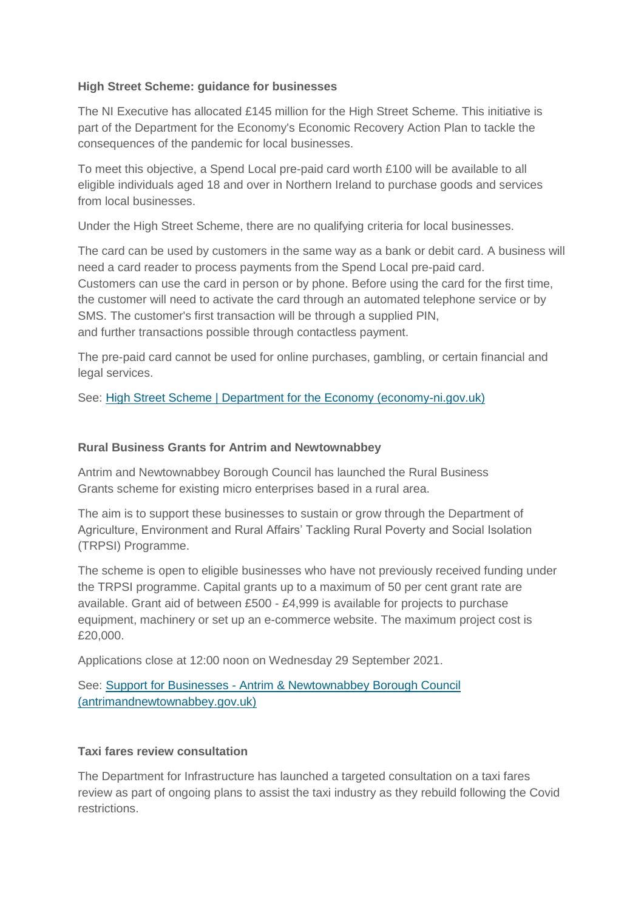**High Street Scheme: guidance for businesses**

The NI Executive has allocated £145 million for the High Street Scheme. This initiative is part of the Department for the Economy's Economic Recovery Action Plan to tackle the consequences of the pandemic for local businesses.

To meet this objective, a Spend Local pre-paid card worth £100 will be available to all eligible individuals aged 18 and over in Northern Ireland to purchase goods and services from local businesses.

Under the High Street Scheme, there are no qualifying criteria for local businesses.

The card can be used by customers in the same way as a bank or debit card. A business will need a card reader to process payments from the Spend Local pre-paid card. Customers can use the card in person or by phone. Before using the card for the first time, the customer will need to activate the card through an automated telephone service or by SMS. The customer's first transaction will be through a supplied PIN, and further transactions possible through contactless payment.

The pre-paid card cannot be used for online purchases, gambling, or certain financial and legal services.

See: [High Street Scheme | Department for the Economy (economy-ni.gov.uk)]

**Rural Business Grants for Antrim and Newtownabbey**

Antrim and Newtownabbey Borough Council has launched the Rural Business Grants scheme for existing micro enterprises based in a rural area.

The aim is to support these businesses to sustain or grow through the Department of Agriculture, Environment and Rural Affairs' Tackling Rural Poverty and Social Isolation (TRPSI) Programme.

The scheme is open to eligible businesses who have not previously received funding under the TRPSI programme. Capital grants up to a maximum of 50 per cent grant rate are available. Grant aid of between £500 - £4,999 is available for projects to purchase equipment, machinery or set up an e-commerce website. The maximum project cost is £20,000.

Applications close at 12:00 noon on Wednesday 29 September 2021.

See: [Support for Businesses - Antrim & Newtownabbey Borough Council (antrimandnewtownabbey.gov.uk)]

**Taxi fares review consultation**

The Department for Infrastructure has launched a targeted consultation on a taxi fares review as part of ongoing plans to assist the taxi industry as they rebuild following the Covid restrictions.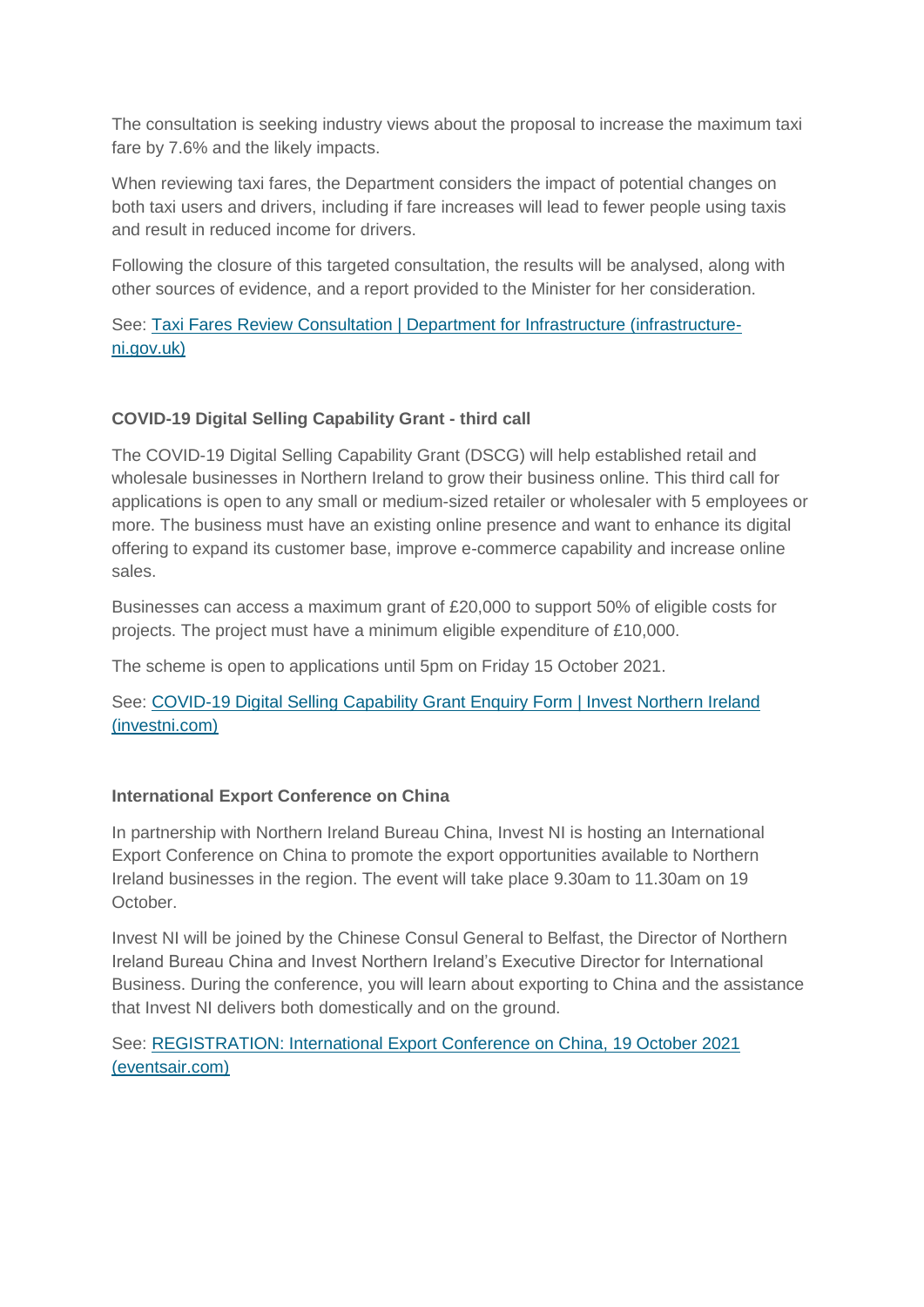The consultation is seeking industry views about the proposal to increase the maximum taxi fare by 7.6% and the likely impacts.

When reviewing taxi fares, the Department considers the impact of potential changes on both taxi users and drivers, including if fare increases will lead to fewer people using taxis and result in reduced income for drivers.

Following the closure of this targeted consultation, the results will be analysed, along with other sources of evidence, and a report provided to the Minister for her consideration.

See: [Taxi Fares Review Consultation | Department for Infrastructure (infrastructure-ni.gov.uk)]

**COVID-19 Digital Selling Capability Grant - third call**

The COVID-19 Digital Selling Capability Grant (DSCG) will help established retail and wholesale businesses in Northern Ireland to grow their business online. This third call for applications is open to any small or medium-sized retailer or wholesaler with 5 employees or more. The business must have an existing online presence and want to enhance its digital offering to expand its customer base, improve e-commerce capability and increase online sales.

Businesses can access a maximum grant of £20,000 to support 50% of eligible costs for projects. The project must have a minimum eligible expenditure of £10,000.

The scheme is open to applications until 5pm on Friday 15 October 2021.

See: [COVID-19 Digital Selling Capability Grant Enquiry Form | Invest Northern Ireland (investni.com)]

**International Export Conference on China**

In partnership with Northern Ireland Bureau China, Invest NI is hosting an International Export Conference on China to promote the export opportunities available to Northern Ireland businesses in the region. The event will take place 9.30am to 11.30am on 19 October.

Invest NI will be joined by the Chinese Consul General to Belfast, the Director of Northern Ireland Bureau China and Invest Northern Ireland's Executive Director for International Business. During the conference, you will learn about exporting to China and the assistance that Invest NI delivers both domestically and on the ground.

See: [REGISTRATION: International Export Conference on China, 19 October 2021 (eventsair.com)]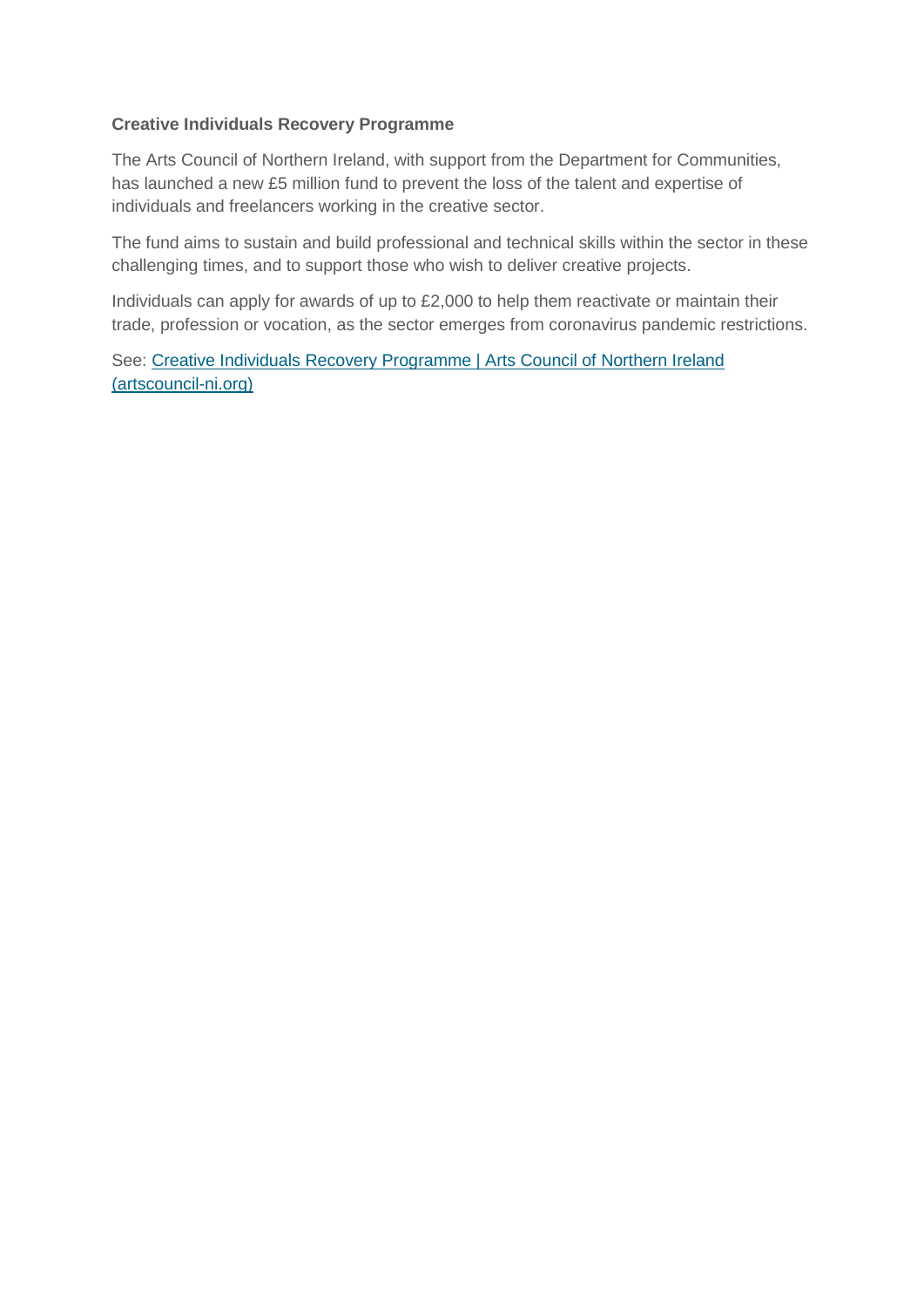**Creative Individuals Recovery Programme**

The Arts Council of Northern Ireland, with support from the Department for Communities, has launched a new £5 million fund to prevent the loss of the talent and expertise of individuals and freelancers working in the creative sector.

The fund aims to sustain and build professional and technical skills within the sector in these challenging times, and to support those who wish to deliver creative projects.

Individuals can apply for awards of up to £2,000 to help them reactivate or maintain their trade, profession or vocation, as the sector emerges from coronavirus pandemic restrictions.

See: Creative Individuals Recovery Programme | Arts Council of Northern Ireland (artscouncil-ni.org)